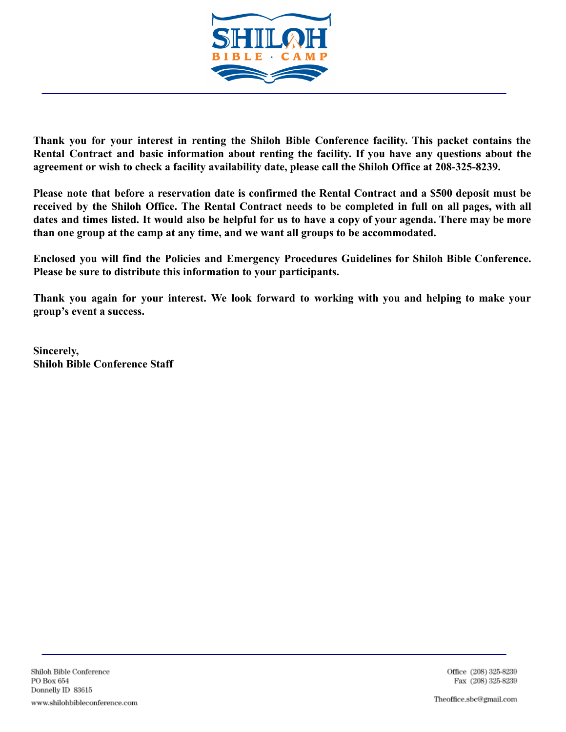**SHILOH BIBLE CAMP**

**Thank you for your interest in renting the Shiloh Bible Conference facility. This packet contains the Rental Contract and basic information about renting the facility. If you have any questions about the agreement or wish to check a facility availability date, please call the Shiloh Office at 208-325-8239.**

**Please note that before a reservation date is confirmed the Rental Contract and a $500 deposit must be received by the Shiloh Office. The Rental Contract needs to be completed in full on all pages, with all dates and times listed. It would also be helpful for us to have a copy of your agenda. There may be more than one group at the camp at any time, and we want all groups to be accommodated.**

**Enclosed you will find the Policies and Emergency Procedures Guidelines for Shiloh Bible Conference. Please be sure to distribute this information to your participants.**

**Thank you again for your interest. We look forward to working with you and helping to make your group's event a success.**

**Sincerely,**
**Shiloh Bible Conference Staff**

Shiloh Bible Conference
PO Box 654
Donnelly ID 83615
www.shilohbibleconference.com

Office (208) 325-8239
Fax (208) 325-8239
Theoffice.sbc@gmail.com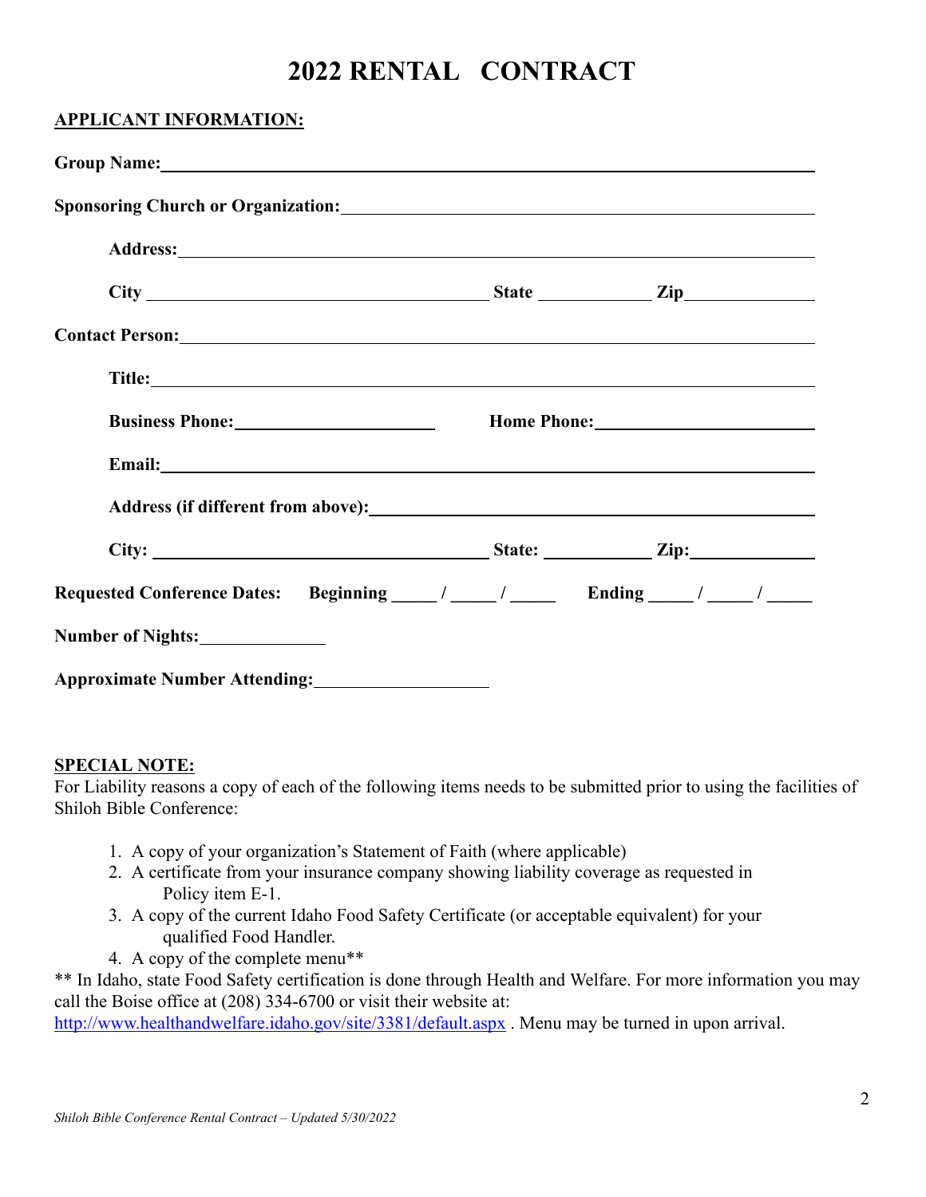# 2022 RENTAL CONTRACT

**APPLICANT INFORMATION:**

**Group Name:** ______________________________________________

**Sponsoring Church or Organization:** ______________________________________________

**Address:** ______________________________________________

**City** ______________________ **State** __________ **Zip** __________

**Contact Person:** ______________________________________________

**Title:** ______________________________________________

**Business Phone:** ______________________ **Home Phone:** ______________________

**Email:** ______________________________________________

**Address (if different from above):** ______________________________________________

**City:** ______________________ **State:** __________ **Zip:** __________

**Requested Conference Dates: Beginning** _____ / _____ / _____ **Ending** _____ / _____ / _____

**Number of Nights:** ______________

**Approximate Number Attending:** ______________

**SPECIAL NOTE:**

For Liability reasons a copy of each of the following items needs to be submitted prior to using the facilities of Shiloh Bible Conference:

1. A copy of your organization's Statement of Faith (where applicable)
2. A certificate from your insurance company showing liability coverage as requested in Policy item E-1.
3. A copy of the current Idaho Food Safety Certificate (or acceptable equivalent) for your qualified Food Handler.
4. A copy of the complete menu**

** In Idaho, state Food Safety certification is done through Health and Welfare. For more information you may call the Boise office at (208) 334-6700 or visit their website at: http://www.healthandwelfare.idaho.gov/site/3381/default.aspx . Menu may be turned in upon arrival.

*Shiloh Bible Conference Rental Contract – Updated 5/30/2022*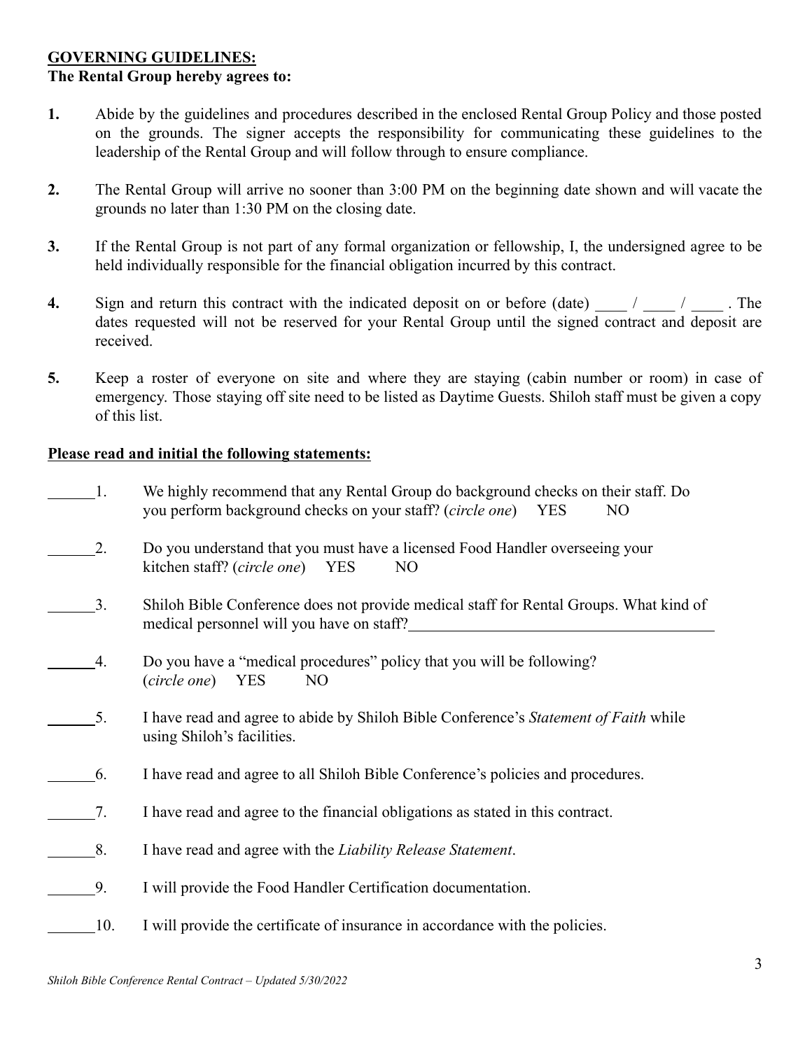**GOVERNING GUIDELINES:**

**The Rental Group hereby agrees to:**

1. Abide by the guidelines and procedures described in the enclosed Rental Group Policy and those posted on the grounds. The signer accepts the responsibility for communicating these guidelines to the leadership of the Rental Group and will follow through to ensure compliance.

2. The Rental Group will arrive no sooner than 3:00 PM on the beginning date shown and will vacate the grounds no later than 1:30 PM on the closing date.

3. If the Rental Group is not part of any formal organization or fellowship, I, the undersigned agree to be held individually responsible for the financial obligation incurred by this contract.

4. Sign and return this contract with the indicated deposit on or before (date) ____ / ____ / ____ . The dates requested will not be reserved for your Rental Group until the signed contract and deposit are received.

5. Keep a roster of everyone on site and where they are staying (cabin number or room) in case of emergency. Those staying off site need to be listed as Daytime Guests. Shiloh staff must be given a copy of this list.

**Please read and initial the following statements:**

______1. We highly recommend that any Rental Group do background checks on their staff. Do you perform background checks on your staff? (*circle one*) YES NO

______2. Do you understand that you must have a licensed Food Handler overseeing your kitchen staff? (*circle one*) YES NO

______3. Shiloh Bible Conference does not provide medical staff for Rental Groups. What kind of medical personnel will you have on staff?________________________________________

______4. Do you have a "medical procedures" policy that you will be following? (*circle one*) YES NO

______5. I have read and agree to abide by Shiloh Bible Conference's *Statement of Faith* while using Shiloh's facilities.

______6. I have read and agree to all Shiloh Bible Conference's policies and procedures.

______7. I have read and agree to the financial obligations as stated in this contract.

______8. I have read and agree with the *Liability Release Statement*.

______9. I will provide the Food Handler Certification documentation.

______10. I will provide the certificate of insurance in accordance with the policies.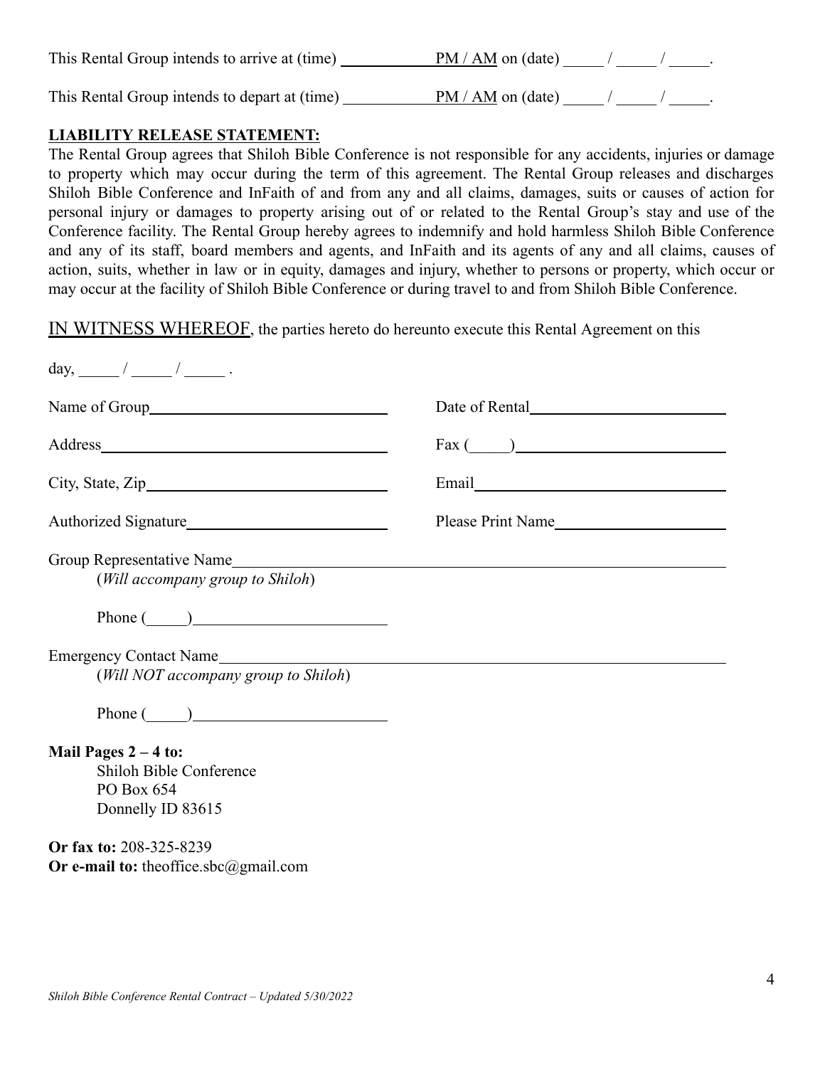This Rental Group intends to arrive at (time) ____________ PM / AM on (date) _____ / _____ / _____.

This Rental Group intends to depart at (time) ____________ PM / AM on (date) _____ / _____ / _____.

**LIABILITY RELEASE STATEMENT:**

The Rental Group agrees that Shiloh Bible Conference is not responsible for any accidents, injuries or damage to property which may occur during the term of this agreement. The Rental Group releases and discharges Shiloh Bible Conference and InFaith of and from any and all claims, damages, suits or causes of action for personal injury or damages to property arising out of or related to the Rental Group's stay and use of the Conference facility. The Rental Group hereby agrees to indemnify and hold harmless Shiloh Bible Conference and any of its staff, board members and agents, and InFaith and its agents of any and all claims, causes of action, suits, whether in law or in equity, damages and injury, whether to persons or property, which occur or may occur at the facility of Shiloh Bible Conference or during travel to and from Shiloh Bible Conference.

IN WITNESS WHEREOF, the parties hereto do hereunto execute this Rental Agreement on this

day, _____ / _____ / _____ .

Name of Group______________________________ Date of Rental________________________

Address___________________________________ Fax (_____)_________________________

City, State, Zip______________________________ Email______________________________

Authorized Signature_________________________ Please Print Name_____________________

Group Representative Name______________________________________________________________
(*Will accompany group to Shiloh*)

Phone (_____)________________________

Emergency Contact Name________________________________________________________________
(*Will NOT accompany group to Shiloh*)

Phone (_____)________________________

**Mail Pages 2 – 4 to:**
Shiloh Bible Conference
PO Box 654
Donnelly ID 83615

**Or fax to:** 208-325-8239
**Or e-mail to:** theoffice.sbc@gmail.com

*Shiloh Bible Conference Rental Contract – Updated 5/30/2022*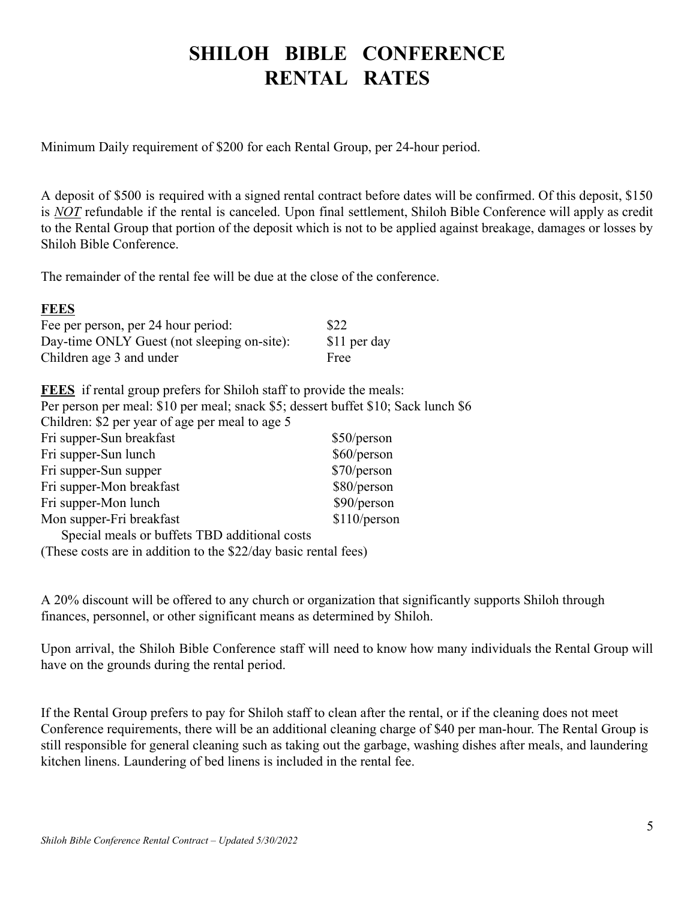# SHILOH BIBLE CONFERENCE RENTAL RATES

Minimum Daily requirement of $200 for each Rental Group, per 24-hour period.

A deposit of $500 is required with a signed rental contract before dates will be confirmed. Of this deposit, $150 is ***NOT*** refundable if the rental is canceled. Upon final settlement, Shiloh Bible Conference will apply as credit to the Rental Group that portion of the deposit which is not to be applied against breakage, damages or losses by Shiloh Bible Conference.

The remainder of the rental fee will be due at the close of the conference.

**FEES**

| | |
|---|---|
| Fee per person, per 24 hour period: | $22 |
| Day-time ONLY Guest (not sleeping on-site): | $11 per day |
| Children age 3 and under | Free |

**FEES** if rental group prefers for Shiloh staff to provide the meals:

Per person per meal: $10 per meal; snack $5; dessert buffet $10; Sack lunch $6

Children: $2 per year of age per meal to age 5

| | |
|---|---|
| Fri supper-Sun breakfast | $50/person |
| Fri supper-Sun lunch | $60/person |
| Fri supper-Sun supper | $70/person |
| Fri supper-Mon breakfast | $80/person |
| Fri supper-Mon lunch | $90/person |
| Mon supper-Fri breakfast | $110/person |

Special meals or buffets TBD additional costs

(These costs are in addition to the $22/day basic rental fees)

A 20% discount will be offered to any church or organization that significantly supports Shiloh through finances, personnel, or other significant means as determined by Shiloh.

Upon arrival, the Shiloh Bible Conference staff will need to know how many individuals the Rental Group will have on the grounds during the rental period.

If the Rental Group prefers to pay for Shiloh staff to clean after the rental, or if the cleaning does not meet Conference requirements, there will be an additional cleaning charge of $40 per man-hour. The Rental Group is still responsible for general cleaning such as taking out the garbage, washing dishes after meals, and laundering kitchen linens. Laundering of bed linens is included in the rental fee.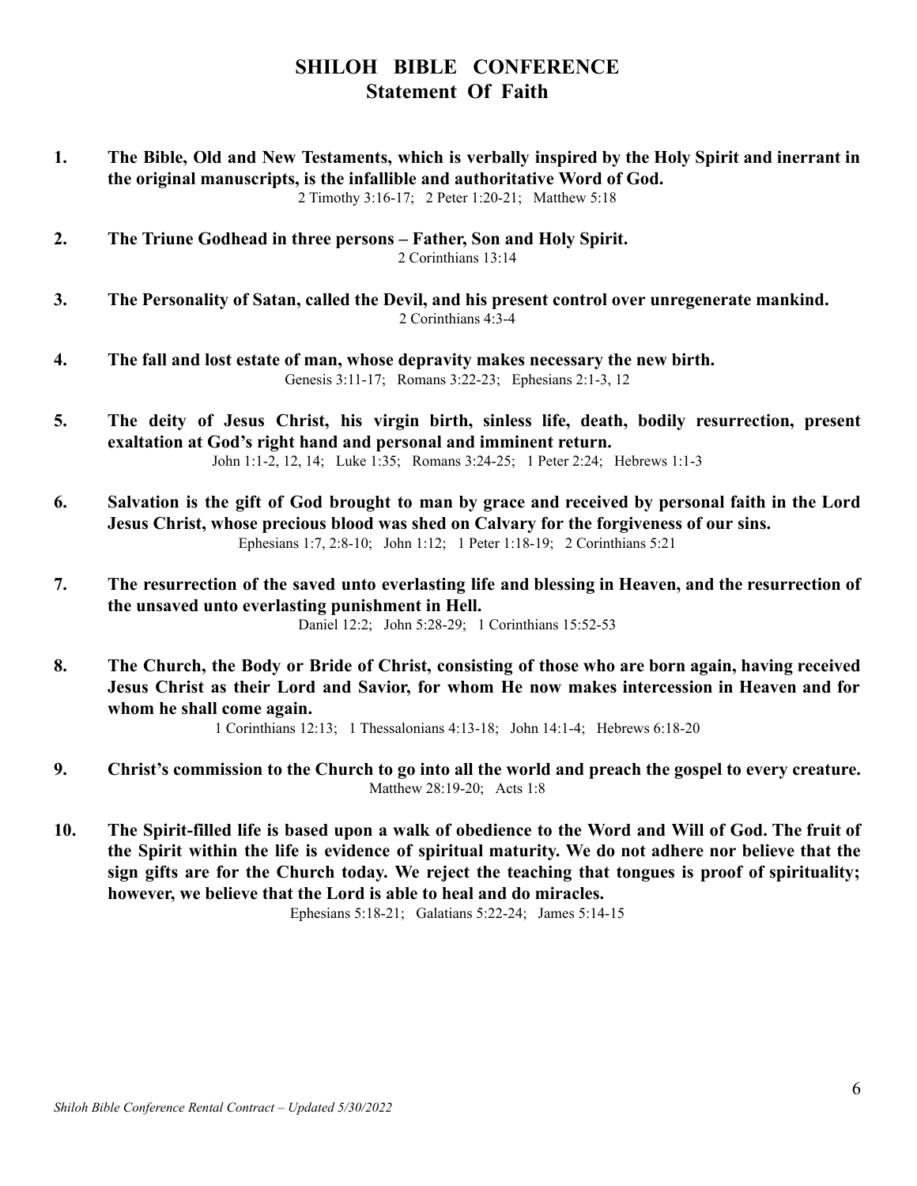# SHILOH BIBLE CONFERENCE
## Statement Of Faith

1. **The Bible, Old and New Testaments, which is verbally inspired by the Holy Spirit and inerrant in the original manuscripts, is the infallible and authoritative Word of God.**
   2 Timothy 3:16-17; 2 Peter 1:20-21; Matthew 5:18

2. **The Triune Godhead in three persons – Father, Son and Holy Spirit.**
   2 Corinthians 13:14

3. **The Personality of Satan, called the Devil, and his present control over unregenerate mankind.**
   2 Corinthians 4:3-4

4. **The fall and lost estate of man, whose depravity makes necessary the new birth.**
   Genesis 3:11-17; Romans 3:22-23; Ephesians 2:1-3, 12

5. **The deity of Jesus Christ, his virgin birth, sinless life, death, bodily resurrection, present exaltation at God's right hand and personal and imminent return.**
   John 1:1-2, 12, 14; Luke 1:35; Romans 3:24-25; 1 Peter 2:24; Hebrews 1:1-3

6. **Salvation is the gift of God brought to man by grace and received by personal faith in the Lord Jesus Christ, whose precious blood was shed on Calvary for the forgiveness of our sins.**
   Ephesians 1:7, 2:8-10; John 1:12; 1 Peter 1:18-19; 2 Corinthians 5:21

7. **The resurrection of the saved unto everlasting life and blessing in Heaven, and the resurrection of the unsaved unto everlasting punishment in Hell.**
   Daniel 12:2; John 5:28-29; 1 Corinthians 15:52-53

8. **The Church, the Body or Bride of Christ, consisting of those who are born again, having received Jesus Christ as their Lord and Savior, for whom He now makes intercession in Heaven and for whom he shall come again.**
   1 Corinthians 12:13; 1 Thessalonians 4:13-18; John 14:1-4; Hebrews 6:18-20

9. **Christ's commission to the Church to go into all the world and preach the gospel to every creature.**
   Matthew 28:19-20; Acts 1:8

10. **The Spirit-filled life is based upon a walk of obedience to the Word and Will of God. The fruit of the Spirit within the life is evidence of spiritual maturity. We do not adhere nor believe that the sign gifts are for the Church today. We reject the teaching that tongues is proof of spirituality; however, we believe that the Lord is able to heal and do miracles.**
    Ephesians 5:18-21; Galatians 5:22-24; James 5:14-15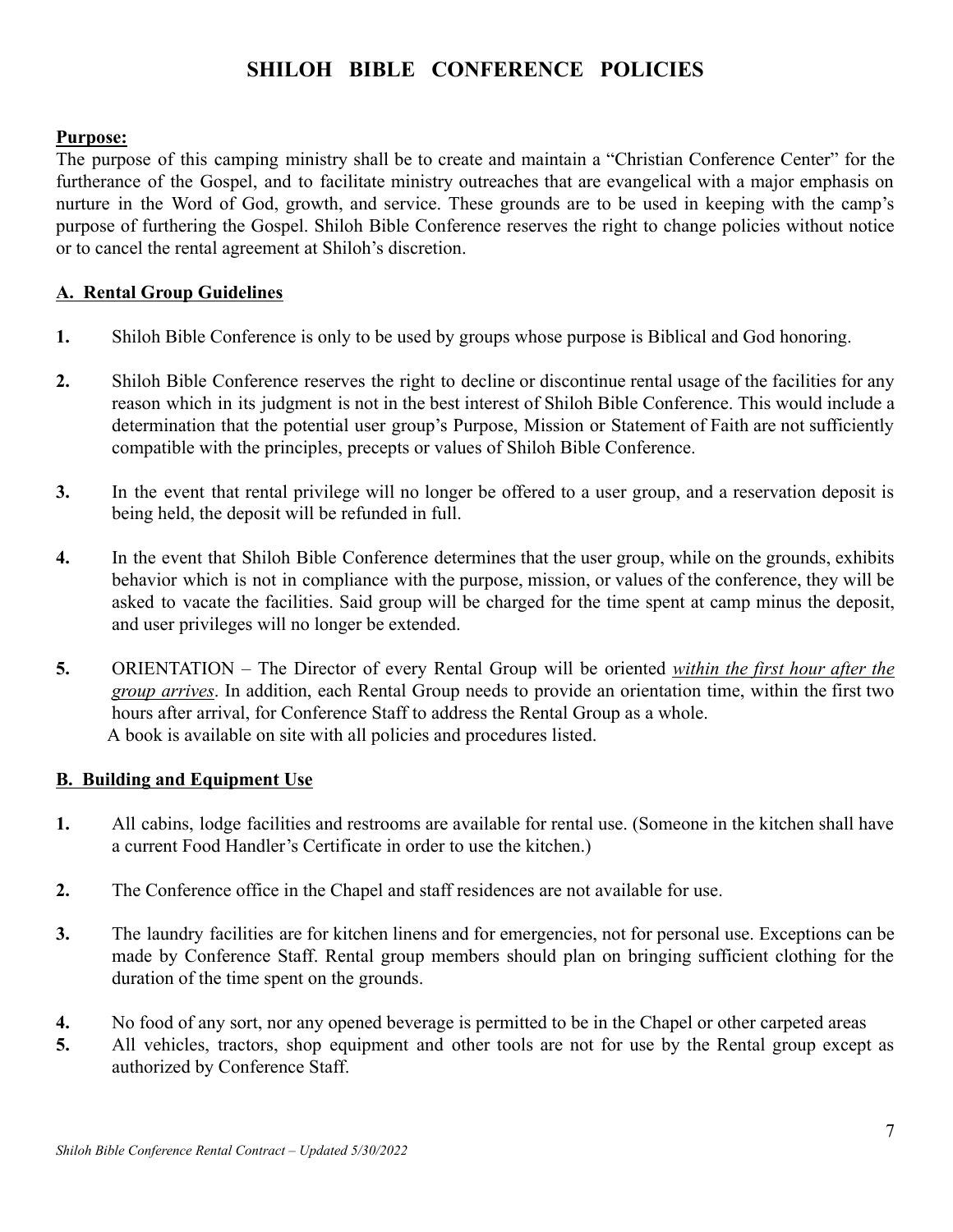# SHILOH BIBLE CONFERENCE POLICIES

**Purpose:**

The purpose of this camping ministry shall be to create and maintain a "Christian Conference Center" for the furtherance of the Gospel, and to facilitate ministry outreaches that are evangelical with a major emphasis on nurture in the Word of God, growth, and service. These grounds are to be used in keeping with the camp's purpose of furthering the Gospel. Shiloh Bible Conference reserves the right to change policies without notice or to cancel the rental agreement at Shiloh's discretion.

## A. Rental Group Guidelines

1. Shiloh Bible Conference is only to be used by groups whose purpose is Biblical and God honoring.
2. Shiloh Bible Conference reserves the right to decline or discontinue rental usage of the facilities for any reason which in its judgment is not in the best interest of Shiloh Bible Conference. This would include a determination that the potential user group's Purpose, Mission or Statement of Faith are not sufficiently compatible with the principles, precepts or values of Shiloh Bible Conference.
3. In the event that rental privilege will no longer be offered to a user group, and a reservation deposit is being held, the deposit will be refunded in full.
4. In the event that Shiloh Bible Conference determines that the user group, while on the grounds, exhibits behavior which is not in compliance with the purpose, mission, or values of the conference, they will be asked to vacate the facilities. Said group will be charged for the time spent at camp minus the deposit, and user privileges will no longer be extended.
5. ORIENTATION – The Director of every Rental Group will be oriented *within the first hour after the group arrives*. In addition, each Rental Group needs to provide an orientation time, within the first two hours after arrival, for Conference Staff to address the Rental Group as a whole.
   A book is available on site with all policies and procedures listed.

## B. Building and Equipment Use

1. All cabins, lodge facilities and restrooms are available for rental use. (Someone in the kitchen shall have a current Food Handler's Certificate in order to use the kitchen.)
2. The Conference office in the Chapel and staff residences are not available for use.
3. The laundry facilities are for kitchen linens and for emergencies, not for personal use. Exceptions can be made by Conference Staff. Rental group members should plan on bringing sufficient clothing for the duration of the time spent on the grounds.
4. No food of any sort, nor any opened beverage is permitted to be in the Chapel or other carpeted areas
5. All vehicles, tractors, shop equipment and other tools are not for use by the Rental group except as authorized by Conference Staff.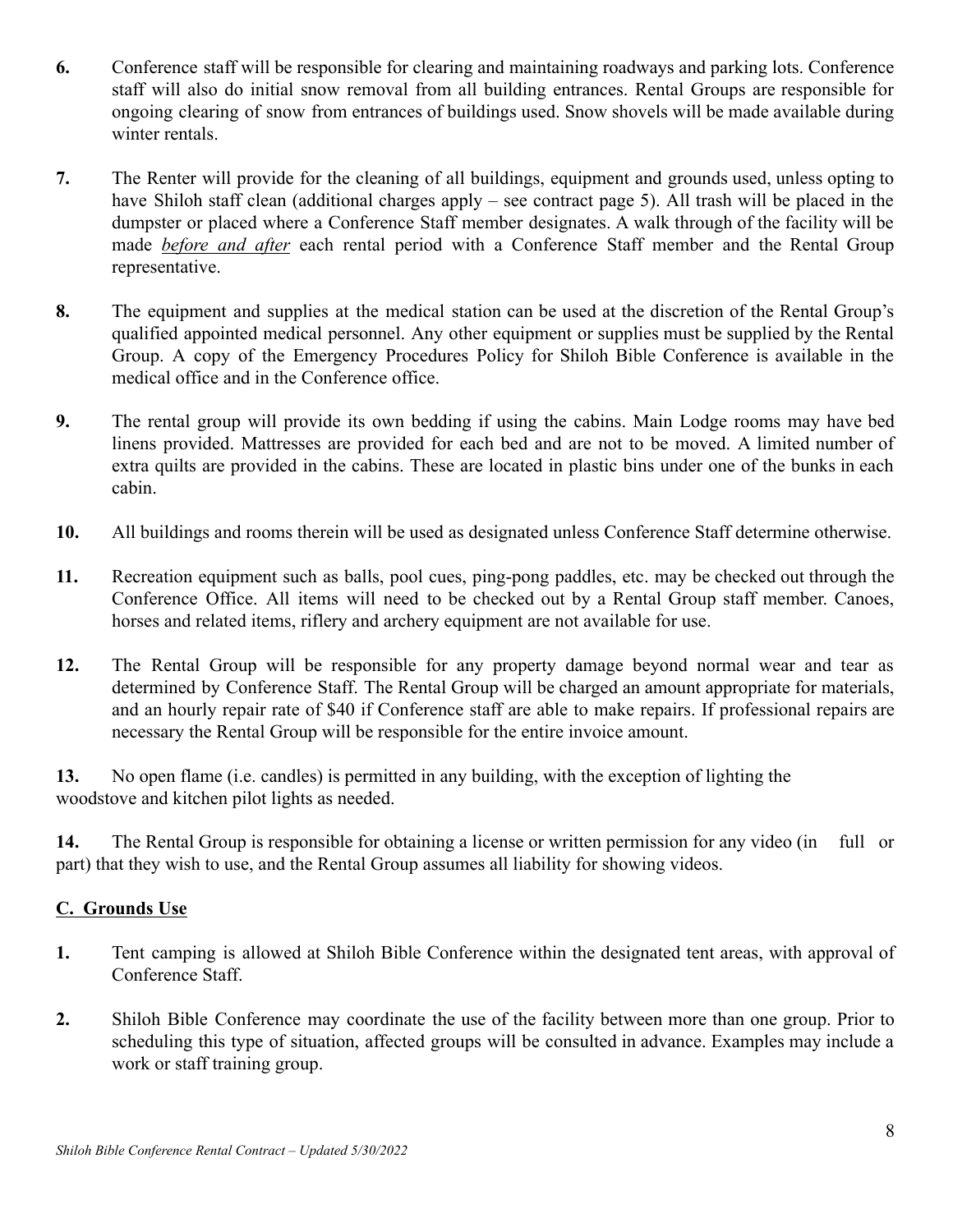**6.** Conference staff will be responsible for clearing and maintaining roadways and parking lots. Conference staff will also do initial snow removal from all building entrances. Rental Groups are responsible for ongoing clearing of snow from entrances of buildings used. Snow shovels will be made available during winter rentals.

**7.** The Renter will provide for the cleaning of all buildings, equipment and grounds used, unless opting to have Shiloh staff clean (additional charges apply – see contract page 5). All trash will be placed in the dumpster or placed where a Conference Staff member designates. A walk through of the facility will be made <u>*before and after*</u> each rental period with a Conference Staff member and the Rental Group representative.

**8.** The equipment and supplies at the medical station can be used at the discretion of the Rental Group's qualified appointed medical personnel. Any other equipment or supplies must be supplied by the Rental Group. A copy of the Emergency Procedures Policy for Shiloh Bible Conference is available in the medical office and in the Conference office.

**9.** The rental group will provide its own bedding if using the cabins. Main Lodge rooms may have bed linens provided. Mattresses are provided for each bed and are not to be moved. A limited number of extra quilts are provided in the cabins. These are located in plastic bins under one of the bunks in each cabin.

**10.** All buildings and rooms therein will be used as designated unless Conference Staff determine otherwise.

**11.** Recreation equipment such as balls, pool cues, ping-pong paddles, etc. may be checked out through the Conference Office. All items will need to be checked out by a Rental Group staff member. Canoes, horses and related items, riflery and archery equipment are not available for use.

**12.** The Rental Group will be responsible for any property damage beyond normal wear and tear as determined by Conference Staff. The Rental Group will be charged an amount appropriate for materials, and an hourly repair rate of $40 if Conference staff are able to make repairs. If professional repairs are necessary the Rental Group will be responsible for the entire invoice amount.

**13.** No open flame (i.e. candles) is permitted in any building, with the exception of lighting the woodstove and kitchen pilot lights as needed.

**14.** The Rental Group is responsible for obtaining a license or written permission for any video (in full or part) that they wish to use, and the Rental Group assumes all liability for showing videos.

## <u>C. Grounds Use</u>

**1.** Tent camping is allowed at Shiloh Bible Conference within the designated tent areas, with approval of Conference Staff.

**2.** Shiloh Bible Conference may coordinate the use of the facility between more than one group. Prior to scheduling this type of situation, affected groups will be consulted in advance. Examples may include a work or staff training group.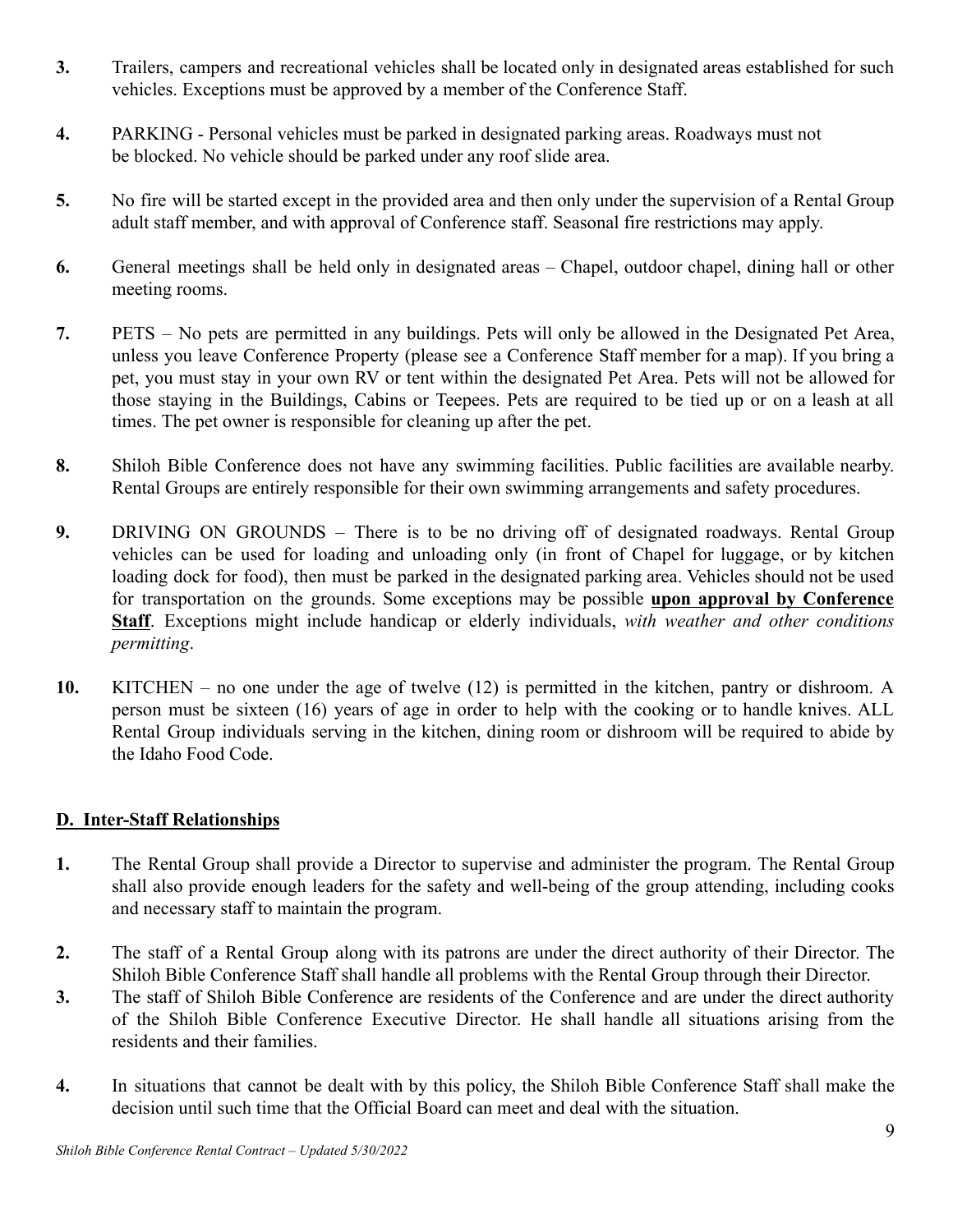3. Trailers, campers and recreational vehicles shall be located only in designated areas established for such vehicles. Exceptions must be approved by a member of the Conference Staff.

4. PARKING - Personal vehicles must be parked in designated parking areas. Roadways must not be blocked. No vehicle should be parked under any roof slide area.

5. No fire will be started except in the provided area and then only under the supervision of a Rental Group adult staff member, and with approval of Conference staff. Seasonal fire restrictions may apply.

6. General meetings shall be held only in designated areas – Chapel, outdoor chapel, dining hall or other meeting rooms.

7. PETS – No pets are permitted in any buildings. Pets will only be allowed in the Designated Pet Area, unless you leave Conference Property (please see a Conference Staff member for a map). If you bring a pet, you must stay in your own RV or tent within the designated Pet Area. Pets will not be allowed for those staying in the Buildings, Cabins or Teepees. Pets are required to be tied up or on a leash at all times. The pet owner is responsible for cleaning up after the pet.

8. Shiloh Bible Conference does not have any swimming facilities. Public facilities are available nearby. Rental Groups are entirely responsible for their own swimming arrangements and safety procedures.

9. DRIVING ON GROUNDS – There is to be no driving off of designated roadways. Rental Group vehicles can be used for loading and unloading only (in front of Chapel for luggage, or by kitchen loading dock for food), then must be parked in the designated parking area. Vehicles should not be used for transportation on the grounds. Some exceptions may be possible **upon approval by Conference Staff**. Exceptions might include handicap or elderly individuals, *with weather and other conditions permitting*.

10. KITCHEN – no one under the age of twelve (12) is permitted in the kitchen, pantry or dishroom. A person must be sixteen (16) years of age in order to help with the cooking or to handle knives. ALL Rental Group individuals serving in the kitchen, dining room or dishroom will be required to abide by the Idaho Food Code.

## D. Inter-Staff Relationships

1. The Rental Group shall provide a Director to supervise and administer the program. The Rental Group shall also provide enough leaders for the safety and well-being of the group attending, including cooks and necessary staff to maintain the program.

2. The staff of a Rental Group along with its patrons are under the direct authority of their Director. The Shiloh Bible Conference Staff shall handle all problems with the Rental Group through their Director.

3. The staff of Shiloh Bible Conference are residents of the Conference and are under the direct authority of the Shiloh Bible Conference Executive Director. He shall handle all situations arising from the residents and their families.

4. In situations that cannot be dealt with by this policy, the Shiloh Bible Conference Staff shall make the decision until such time that the Official Board can meet and deal with the situation.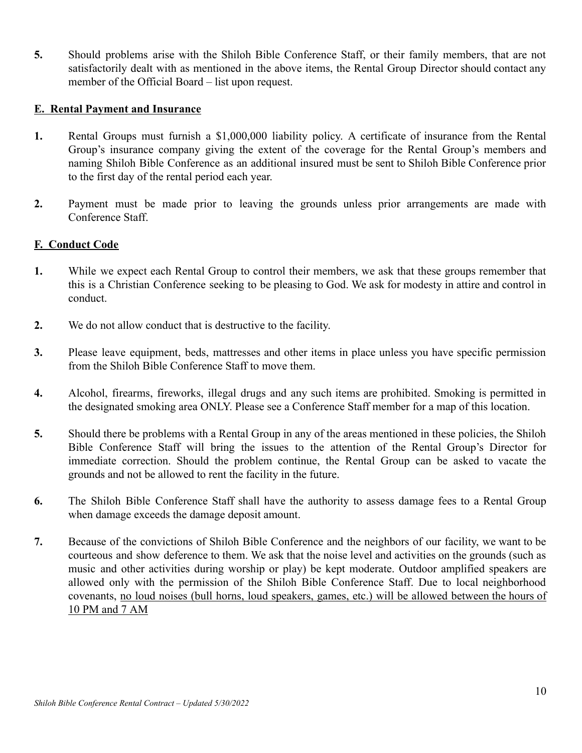**5.** Should problems arise with the Shiloh Bible Conference Staff, or their family members, that are not satisfactorily dealt with as mentioned in the above items, the Rental Group Director should contact any member of the Official Board – list upon request.

## E. Rental Payment and Insurance

**1.** Rental Groups must furnish a $1,000,000 liability policy. A certificate of insurance from the Rental Group's insurance company giving the extent of the coverage for the Rental Group's members and naming Shiloh Bible Conference as an additional insured must be sent to Shiloh Bible Conference prior to the first day of the rental period each year.

**2.** Payment must be made prior to leaving the grounds unless prior arrangements are made with Conference Staff.

## F. Conduct Code

**1.** While we expect each Rental Group to control their members, we ask that these groups remember that this is a Christian Conference seeking to be pleasing to God. We ask for modesty in attire and control in conduct.

**2.** We do not allow conduct that is destructive to the facility.

**3.** Please leave equipment, beds, mattresses and other items in place unless you have specific permission from the Shiloh Bible Conference Staff to move them.

**4.** Alcohol, firearms, fireworks, illegal drugs and any such items are prohibited. Smoking is permitted in the designated smoking area ONLY. Please see a Conference Staff member for a map of this location.

**5.** Should there be problems with a Rental Group in any of the areas mentioned in these policies, the Shiloh Bible Conference Staff will bring the issues to the attention of the Rental Group's Director for immediate correction. Should the problem continue, the Rental Group can be asked to vacate the grounds and not be allowed to rent the facility in the future.

**6.** The Shiloh Bible Conference Staff shall have the authority to assess damage fees to a Rental Group when damage exceeds the damage deposit amount.

**7.** Because of the convictions of Shiloh Bible Conference and the neighbors of our facility, we want to be courteous and show deference to them. We ask that the noise level and activities on the grounds (such as music and other activities during worship or play) be kept moderate. Outdoor amplified speakers are allowed only with the permission of the Shiloh Bible Conference Staff. Due to local neighborhood covenants, <u>no loud noises (bull horns, loud speakers, games, etc.) will be allowed between the hours of 10 PM and 7 AM</u>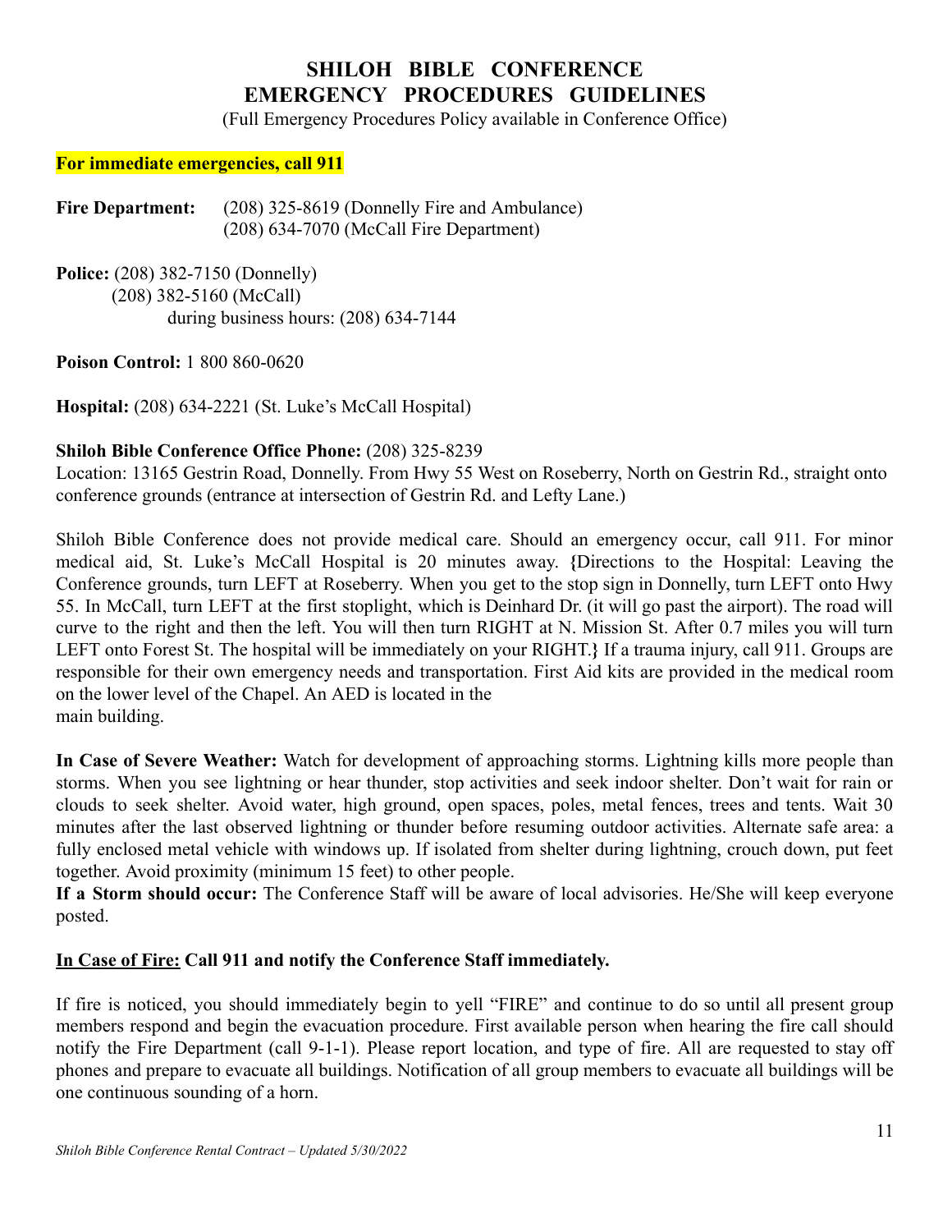# SHILOH BIBLE CONFERENCE
# EMERGENCY PROCEDURES GUIDELINES

(Full Emergency Procedures Policy available in Conference Office)

**For immediate emergencies, call 911**

**Fire Department:** (208) 325-8619 (Donnelly Fire and Ambulance)
(208) 634-7070 (McCall Fire Department)

**Police:** (208) 382-7150 (Donnelly)
(208) 382-5160 (McCall)
during business hours: (208) 634-7144

**Poison Control:** 1 800 860-0620

**Hospital:** (208) 634-2221 (St. Luke's McCall Hospital)

**Shiloh Bible Conference Office Phone:** (208) 325-8239
Location: 13165 Gestrin Road, Donnelly. From Hwy 55 West on Roseberry, North on Gestrin Rd., straight onto conference grounds (entrance at intersection of Gestrin Rd. and Lefty Lane.)

Shiloh Bible Conference does not provide medical care. Should an emergency occur, call 911. For minor medical aid, St. Luke's McCall Hospital is 20 minutes away. **{**Directions to the Hospital: Leaving the Conference grounds, turn LEFT at Roseberry. When you get to the stop sign in Donnelly, turn LEFT onto Hwy 55. In McCall, turn LEFT at the first stoplight, which is Deinhard Dr. (it will go past the airport). The road will curve to the right and then the left. You will then turn RIGHT at N. Mission St. After 0.7 miles you will turn LEFT onto Forest St. The hospital will be immediately on your RIGHT.**}** If a trauma injury, call 911. Groups are responsible for their own emergency needs and transportation. First Aid kits are provided in the medical room on the lower level of the Chapel. An AED is located in the main building.

**In Case of Severe Weather:** Watch for development of approaching storms. Lightning kills more people than storms. When you see lightning or hear thunder, stop activities and seek indoor shelter. Don't wait for rain or clouds to seek shelter. Avoid water, high ground, open spaces, poles, metal fences, trees and tents. Wait 30 minutes after the last observed lightning or thunder before resuming outdoor activities. Alternate safe area: a fully enclosed metal vehicle with windows up. If isolated from shelter during lightning, crouch down, put feet together. Avoid proximity (minimum 15 feet) to other people.

**If a Storm should occur:** The Conference Staff will be aware of local advisories. He/She will keep everyone posted.

**<u>In Case of Fire:</u> Call 911 and notify the Conference Staff immediately.**

If fire is noticed, you should immediately begin to yell "FIRE" and continue to do so until all present group members respond and begin the evacuation procedure. First available person when hearing the fire call should notify the Fire Department (call 9-1-1). Please report location, and type of fire. All are requested to stay off phones and prepare to evacuate all buildings. Notification of all group members to evacuate all buildings will be one continuous sounding of a horn.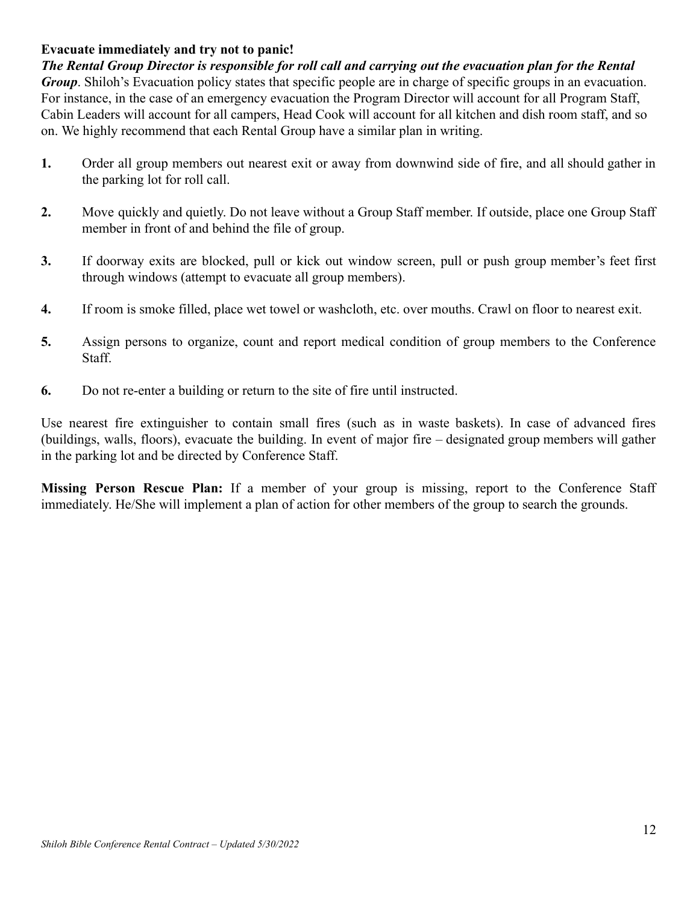**Evacuate immediately and try not to panic!**

***The Rental Group Director is responsible for roll call and carrying out the evacuation plan for the Rental Group***. Shiloh's Evacuation policy states that specific people are in charge of specific groups in an evacuation. For instance, in the case of an emergency evacuation the Program Director will account for all Program Staff, Cabin Leaders will account for all campers, Head Cook will account for all kitchen and dish room staff, and so on. We highly recommend that each Rental Group have a similar plan in writing.

**1.** Order all group members out nearest exit or away from downwind side of fire, and all should gather in the parking lot for roll call.

**2.** Move quickly and quietly. Do not leave without a Group Staff member. If outside, place one Group Staff member in front of and behind the file of group.

**3.** If doorway exits are blocked, pull or kick out window screen, pull or push group member's feet first through windows (attempt to evacuate all group members).

**4.** If room is smoke filled, place wet towel or washcloth, etc. over mouths. Crawl on floor to nearest exit.

**5.** Assign persons to organize, count and report medical condition of group members to the Conference Staff.

**6.** Do not re-enter a building or return to the site of fire until instructed.

Use nearest fire extinguisher to contain small fires (such as in waste baskets). In case of advanced fires (buildings, walls, floors), evacuate the building. In event of major fire – designated group members will gather in the parking lot and be directed by Conference Staff.

**Missing Person Rescue Plan:** If a member of your group is missing, report to the Conference Staff immediately. He/She will implement a plan of action for other members of the group to search the grounds.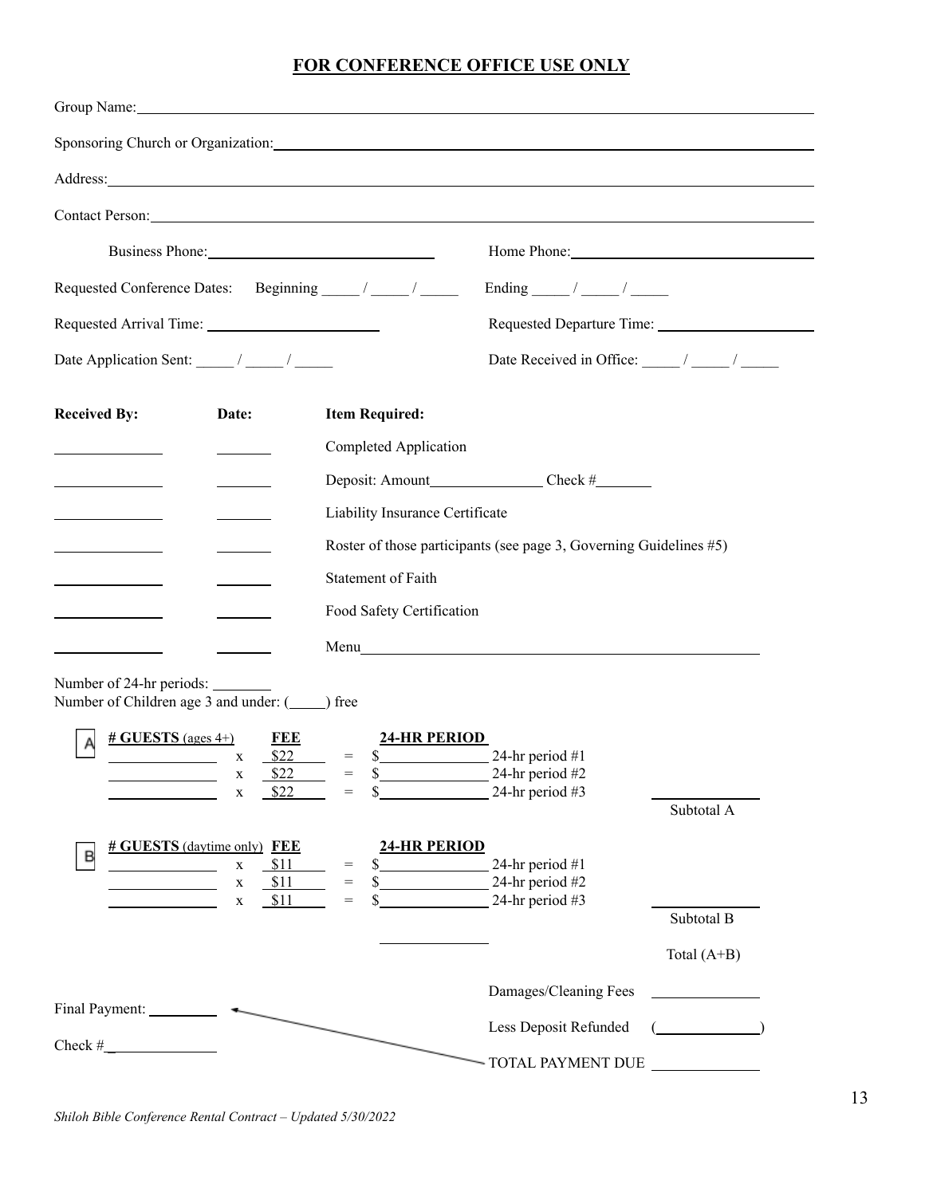## FOR CONFERENCE OFFICE USE ONLY

Group Name: ____________________

Sponsoring Church or Organization: ____________________

Address: ____________________

Contact Person: ____________________

Business Phone: ____________________ Home Phone: ____________________

Requested Conference Dates: Beginning _____ / _____ / _____ Ending _____ / _____ / _____

Requested Arrival Time: ____________________ Requested Departure Time: ____________________

Date Application Sent: _____ / _____ / _____ Date Received in Office: _____ / _____ / _____

| **Received By:** | **Date:** | **Item Required:** |
|---|---|---|
| ________ | ______ | Completed Application |
| ________ | ______ | Deposit: Amount____________ Check #______ |
| ________ | ______ | Liability Insurance Certificate |
| ________ | ______ | Roster of those participants (see page 3, Governing Guidelines #5) |
| ________ | ______ | Statement of Faith |
| ________ | ______ | Food Safety Certification |
| ________ | ______ | Menu____________________ |

Number of 24-hr periods: ________
Number of Children age 3 and under: (_____) free

**A**

| **# GUESTS** (ages 4+) | | **FEE** | | **24-HR PERIOD** | |
|---|---|---|---|---|---|
| ________ | x | $22 | = | $________ | 24-hr period #1 |
| ________ | x | $22 | = | $________ | 24-hr period #2 |
| ________ | x | $22 | = | $________ | 24-hr period #3 |

________ Subtotal A

**B**

| **# GUESTS** (daytime only) | | **FEE** | | **24-HR PERIOD** | |
|---|---|---|---|---|---|
| ________ | x | $11 | = | $________ | 24-hr period #1 |
| ________ | x | $11 | = | $________ | 24-hr period #2 |
| ________ | x | $11 | = | $________ | 24-hr period #3 |

________ Subtotal B

________ Total (A+B)

Damages/Cleaning Fees ________

Less Deposit Refunded (________)

TOTAL PAYMENT DUE ________

Final Payment: ________

Check #________

*Shiloh Bible Conference Rental Contract – Updated 5/30/2022*